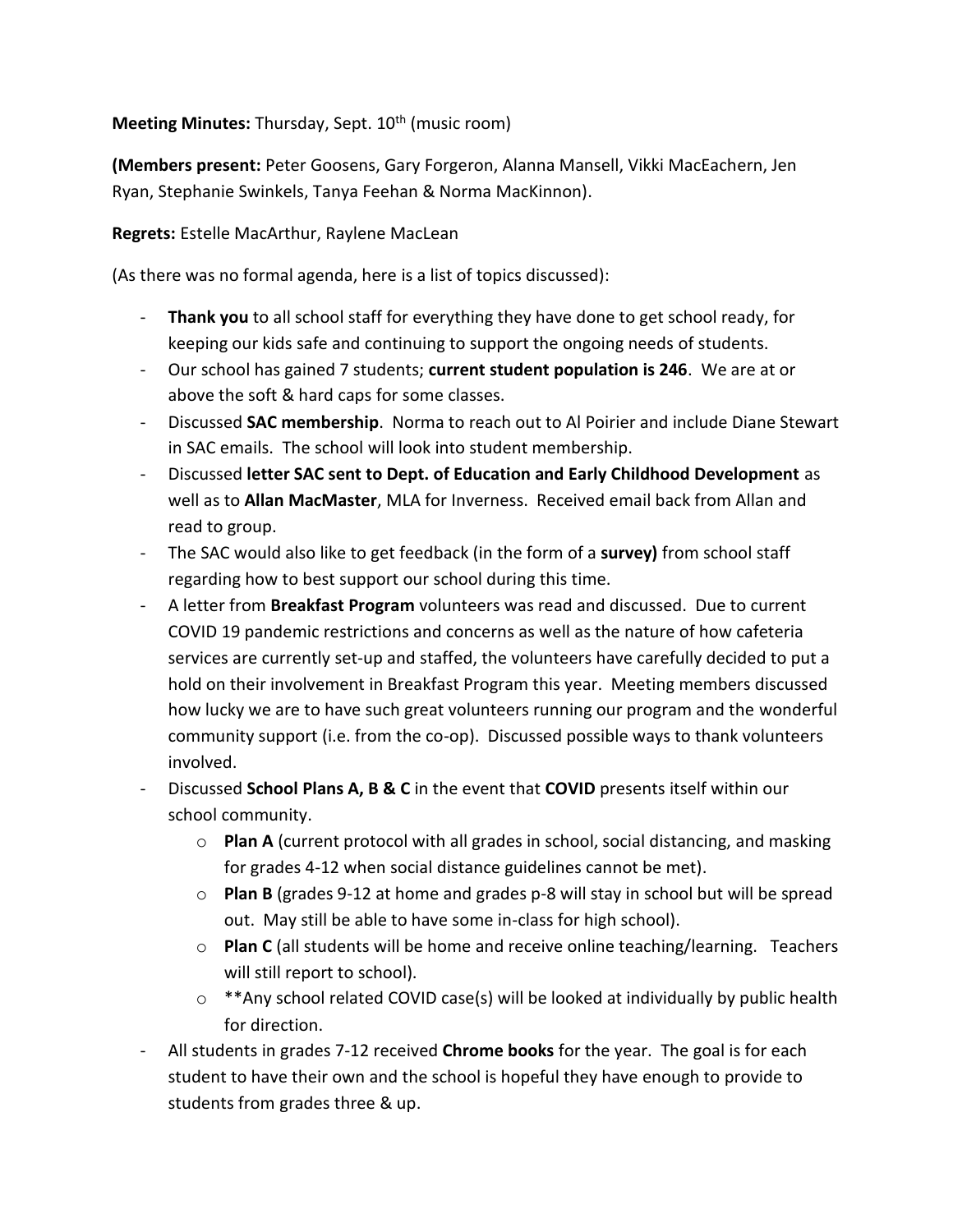**Meeting Minutes:** Thursday, Sept. 10th (music room)

**(Members present:** Peter Goosens, Gary Forgeron, Alanna Mansell, Vikki MacEachern, Jen Ryan, Stephanie Swinkels, Tanya Feehan & Norma MacKinnon).

**Regrets:** Estelle MacArthur, Raylene MacLean

(As there was no formal agenda, here is a list of topics discussed):

- **Thank you** to all school staff for everything they have done to get school ready, for keeping our kids safe and continuing to support the ongoing needs of students.
- Our school has gained 7 students; **current student population is 246**. We are at or above the soft & hard caps for some classes.
- Discussed **SAC membership**. Norma to reach out to Al Poirier and include Diane Stewart in SAC emails. The school will look into student membership.
- Discussed **letter SAC sent to Dept. of Education and Early Childhood Development** as well as to **Allan MacMaster**, MLA for Inverness. Received email back from Allan and read to group.
- The SAC would also like to get feedback (in the form of a **survey)** from school staff regarding how to best support our school during this time.
- A letter from **Breakfast Program** volunteers was read and discussed. Due to current COVID 19 pandemic restrictions and concerns as well as the nature of how cafeteria services are currently set-up and staffed, the volunteers have carefully decided to put a hold on their involvement in Breakfast Program this year. Meeting members discussed how lucky we are to have such great volunteers running our program and the wonderful community support (i.e. from the co-op). Discussed possible ways to thank volunteers involved.
- Discussed **School Plans A, B & C** in the event that **COVID** presents itself within our school community.
  - **Plan A** (current protocol with all grades in school, social distancing, and masking for grades 4-12 when social distance guidelines cannot be met).
  - **Plan B** (grades 9-12 at home and grades p-8 will stay in school but will be spread out. May still be able to have some in-class for high school).
  - **Plan C** (all students will be home and receive online teaching/learning. Teachers will still report to school).
  - **Any school related COVID case(s) will be looked at individually by public health for direction.
- All students in grades 7-12 received **Chrome books** for the year. The goal is for each student to have their own and the school is hopeful they have enough to provide to students from grades three & up.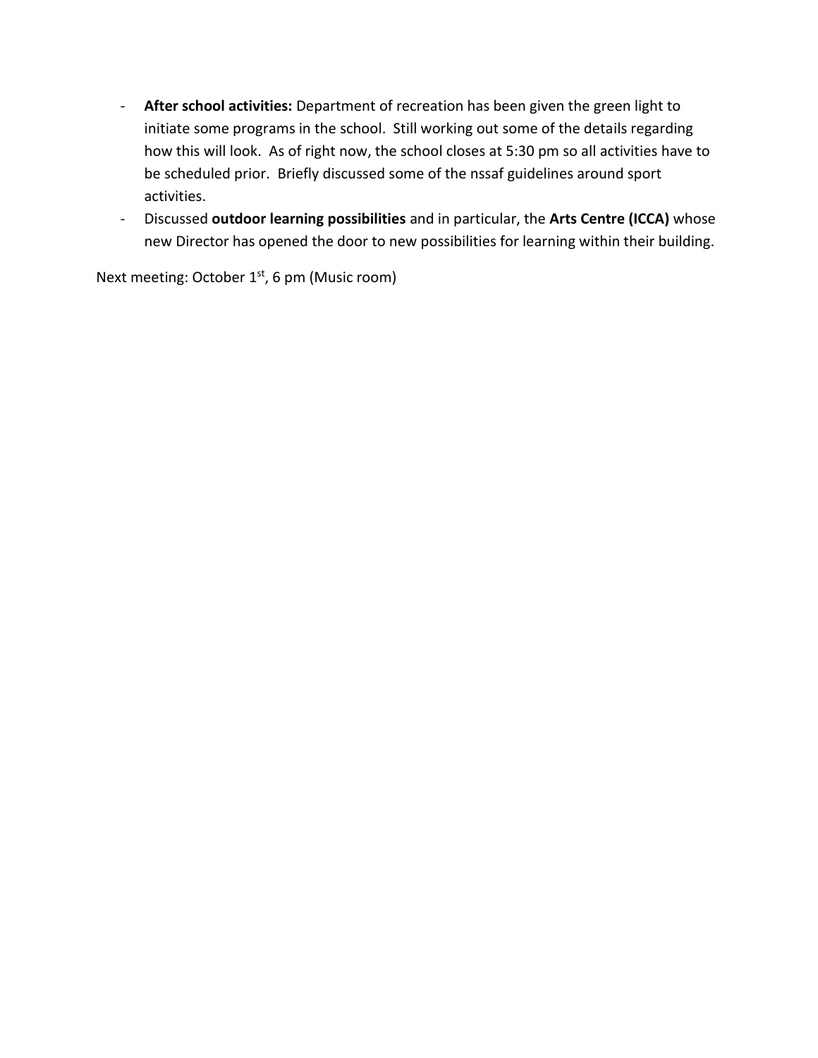- **After school activities:** Department of recreation has been given the green light to initiate some programs in the school. Still working out some of the details regarding how this will look. As of right now, the school closes at 5:30 pm so all activities have to be scheduled prior. Briefly discussed some of the nssaf guidelines around sport activities.
- Discussed **outdoor learning possibilities** and in particular, the **Arts Centre (ICCA)** whose new Director has opened the door to new possibilities for learning within their building.

Next meeting: October 1st, 6 pm (Music room)